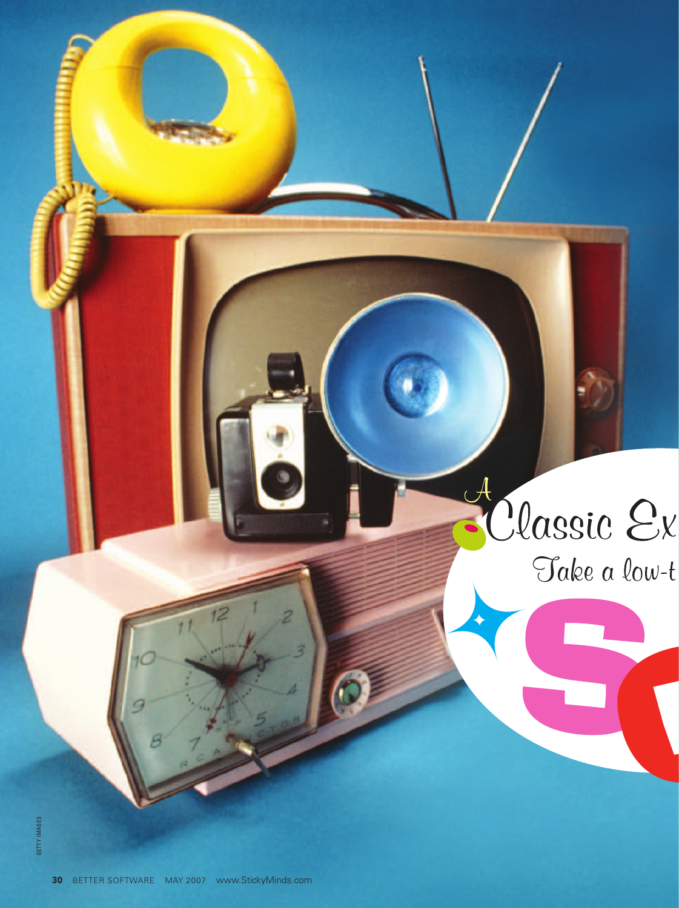# A Classic Ex

Take a low-t

GETTY IMAGES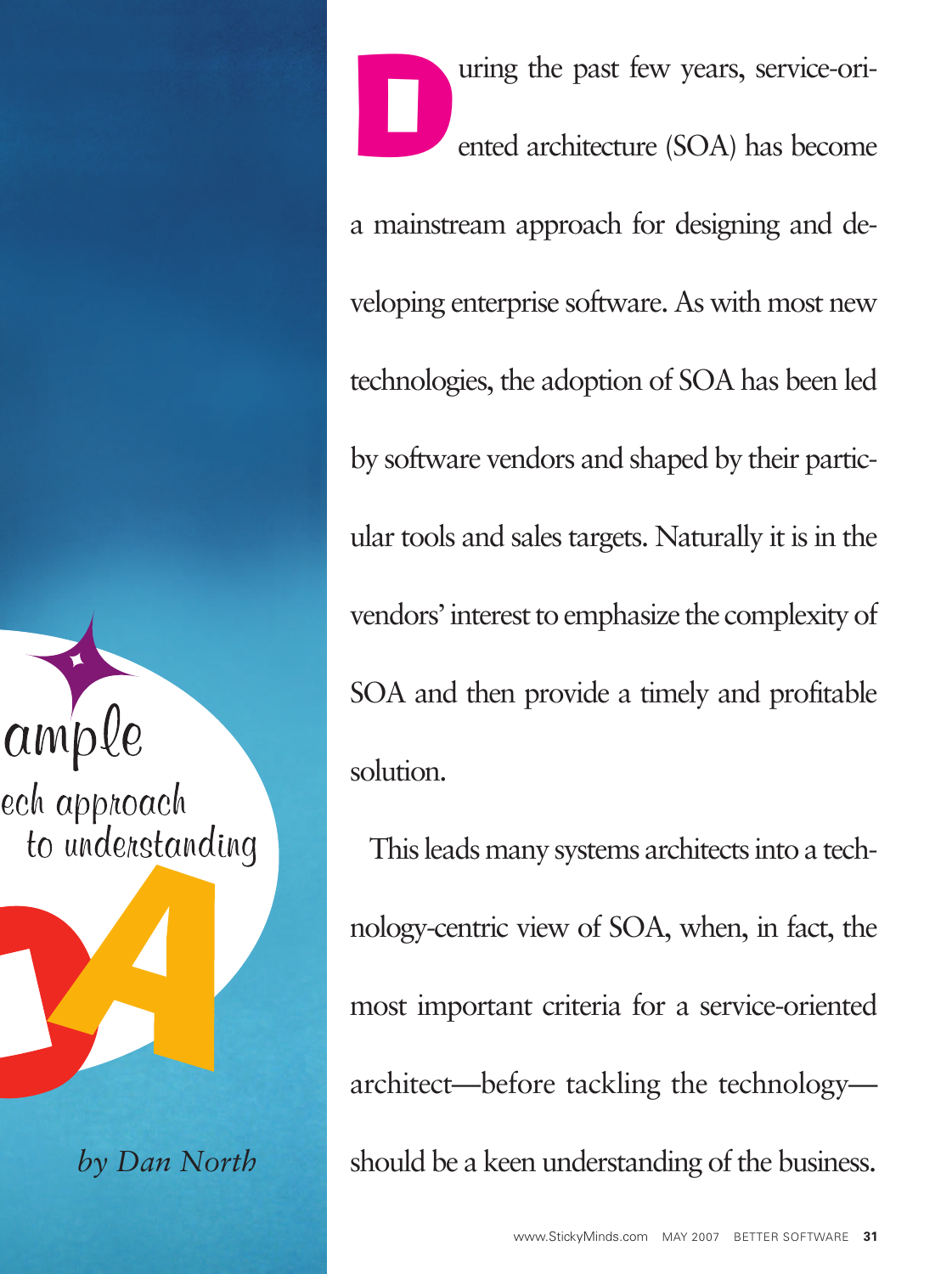ample

ech approach to understanding

by Dan North

During the past few years, service-oriented architecture (SOA) has become a mainstream approach for designing and developing enterprise software. As with most new technologies, the adoption of SOA has been led by software vendors and shaped by their particular tools and sales targets. Naturally it is in the vendors' interest to emphasize the complexity of SOA and then provide a timely and profitable solution.

This leads many systems architects into a technology-centric view of SOA, when, in fact, the most important criteria for a service-oriented architect—before tackling the technology—should be a keen understanding of the business.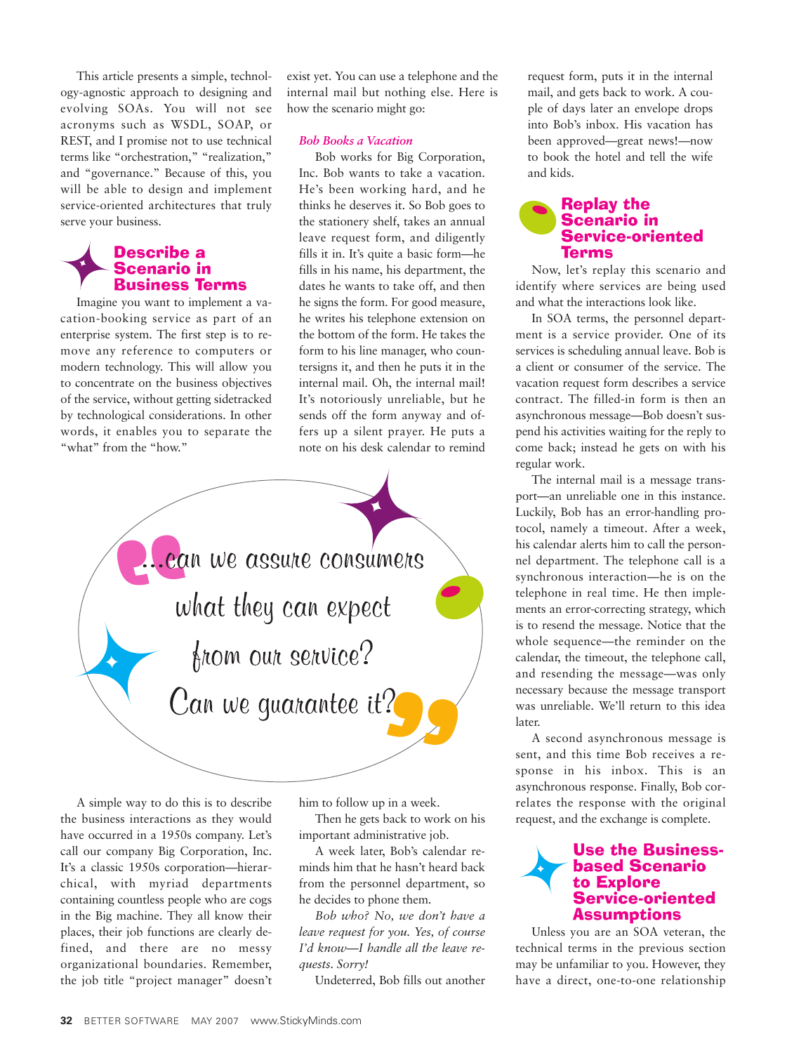This article presents a simple, technology-agnostic approach to designing and evolving SOAs. You will not see acronyms such as WSDL, SOAP, or REST, and I promise not to use technical terms like "orchestration," "realization," and "governance." Because of this, you will be able to design and implement service-oriented architectures that truly serve your business.

## Describe a Scenario in Business Terms

Imagine you want to implement a vacation-booking service as part of an enterprise system. The first step is to remove any reference to computers or modern technology. This will allow you to concentrate on the business objectives of the service, without getting sidetracked by technological considerations. In other words, it enables you to separate the "what" from the "how."

A simple way to do this is to describe the business interactions as they would have occurred in a 1950s company. Let's call our company Big Corporation, Inc. It's a classic 1950s corporation—hierarchical, with myriad departments containing countless people who are cogs in the Big machine. They all know their places, their job functions are clearly defined, and there are no messy organizational boundaries. Remember, the job title "project manager" doesn't exist yet. You can use a telephone and the internal mail but nothing else. Here is how the scenario might go:

### *Bob Books a Vacation*

Bob works for Big Corporation, Inc. Bob wants to take a vacation. He's been working hard, and he thinks he deserves it. So Bob goes to the stationery shelf, takes an annual leave request form, and diligently fills it in. It's quite a basic form—he fills in his name, his department, the dates he wants to take off, and then he signs the form. For good measure, he writes his telephone extension on the bottom of the form. He takes the form to his line manager, who countersigns it, and then he puts it in the internal mail. Oh, the internal mail! It's notoriously unreliable, but he sends off the form anyway and offers up a silent prayer. He puts a note on his desk calendar to remind him to follow up in a week.

> "...can we assure consumers what they can expect from our service? Can we guarantee it?"

Then he gets back to work on his important administrative job.

A week later, Bob's calendar reminds him that he hasn't heard back from the personnel department, so he decides to phone them.

*Bob who? No, we don't have a leave request for you. Yes, of course I'd know—I handle all the leave requests. Sorry!*

Undeterred, Bob fills out another request form, puts it in the internal mail, and gets back to work. A couple of days later an envelope drops into Bob's inbox. His vacation has been approved—great news!—now to book the hotel and tell the wife and kids.

## Replay the Scenario in Service-oriented Terms

Now, let's replay this scenario and identify where services are being used and what the interactions look like.

In SOA terms, the personnel department is a service provider. One of its services is scheduling annual leave. Bob is a client or consumer of the service. The vacation request form describes a service contract. The filled-in form is then an asynchronous message—Bob doesn't suspend his activities waiting for the reply to come back; instead he gets on with his regular work.

The internal mail is a message transport—an unreliable one in this instance. Luckily, Bob has an error-handling protocol, namely a timeout. After a week, his calendar alerts him to call the personnel department. The telephone call is a synchronous interaction—he is on the telephone in real time. He then implements an error-correcting strategy, which is to resend the message. Notice that the whole sequence—the reminder on the calendar, the timeout, the telephone call, and resending the message—was only necessary because the message transport was unreliable. We'll return to this idea later.

A second asynchronous message is sent, and this time Bob receives a response in his inbox. This is an asynchronous response. Finally, Bob correlates the response with the original request, and the exchange is complete.

## Use the Business-based Scenario to Explore Service-oriented Assumptions

Unless you are an SOA veteran, the technical terms in the previous section may be unfamiliar to you. However, they have a direct, one-to-one relationship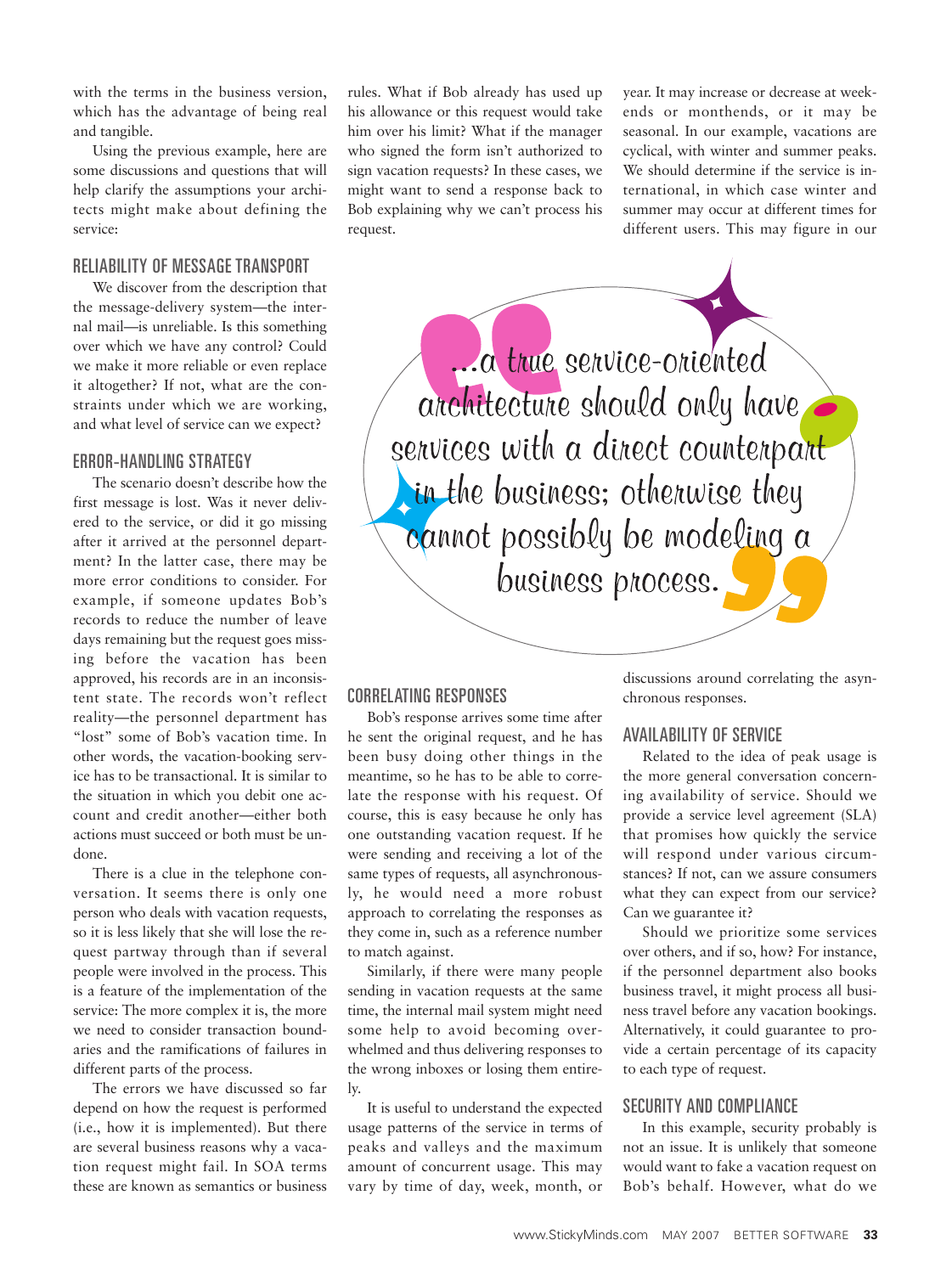with the terms in the business version, which has the advantage of being real and tangible.

Using the previous example, here are some discussions and questions that will help clarify the assumptions your architects might make about defining the service:

### RELIABILITY OF MESSAGE TRANSPORT

We discover from the description that the message-delivery system—the internal mail—is unreliable. Is this something over which we have any control? Could we make it more reliable or even replace it altogether? If not, what are the constraints under which we are working, and what level of service can we expect?

### ERROR-HANDLING STRATEGY

The scenario doesn't describe how the first message is lost. Was it never delivered to the service, or did it go missing after it arrived at the personnel department? In the latter case, there may be more error conditions to consider. For example, if someone updates Bob's records to reduce the number of leave days remaining but the request goes missing before the vacation has been approved, his records are in an inconsistent state. The records won't reflect reality—the personnel department has "lost" some of Bob's vacation time. In other words, the vacation-booking service has to be transactional. It is similar to the situation in which you debit one account and credit another—either both actions must succeed or both must be undone.

There is a clue in the telephone conversation. It seems there is only one person who deals with vacation requests, so it is less likely that she will lose the request partway through than if several people were involved in the process. This is a feature of the implementation of the service: The more complex it is, the more we need to consider transaction boundaries and the ramifications of failures in different parts of the process.

The errors we have discussed so far depend on how the request is performed (i.e., how it is implemented). But there are several business reasons why a vacation request might fail. In SOA terms these are known as semantics or business rules. What if Bob already has used up his allowance or this request would take him over his limit? What if the manager who signed the form isn't authorized to sign vacation requests? In these cases, we might want to send a response back to Bob explaining why we can't process his request.

> "...a true service-oriented architecture should only have services with a direct counterpart in the business; otherwise they cannot possibly be modeling a business process."

### CORRELATING RESPONSES

Bob's response arrives some time after he sent the original request, and he has been busy doing other things in the meantime, so he has to be able to correlate the response with his request. Of course, this is easy because he only has one outstanding vacation request. If he were sending and receiving a lot of the same types of requests, all asynchronously, he would need a more robust approach to correlating the responses as they come in, such as a reference number to match against.

Similarly, if there were many people sending in vacation requests at the same time, the internal mail system might need some help to avoid becoming overwhelmed and thus delivering responses to the wrong inboxes or losing them entirely.

It is useful to understand the expected usage patterns of the service in terms of peaks and valleys and the maximum amount of concurrent usage. This may vary by time of day, week, month, or year. It may increase or decrease at weekends or monthends, or it may be seasonal. In our example, vacations are cyclical, with winter and summer peaks. We should determine if the service is international, in which case winter and summer may occur at different times for different users. This may figure in our discussions around correlating the asynchronous responses.

### AVAILABILITY OF SERVICE

Related to the idea of peak usage is the more general conversation concerning availability of service. Should we provide a service level agreement (SLA) that promises how quickly the service will respond under various circumstances? If not, can we assure consumers what they can expect from our service? Can we guarantee it?

Should we prioritize some services over others, and if so, how? For instance, if the personnel department also books business travel, it might process all business travel before any vacation bookings. Alternatively, it could guarantee to provide a certain percentage of its capacity to each type of request.

### SECURITY AND COMPLIANCE

In this example, security probably is not an issue. It is unlikely that someone would want to fake a vacation request on Bob's behalf. However, what do we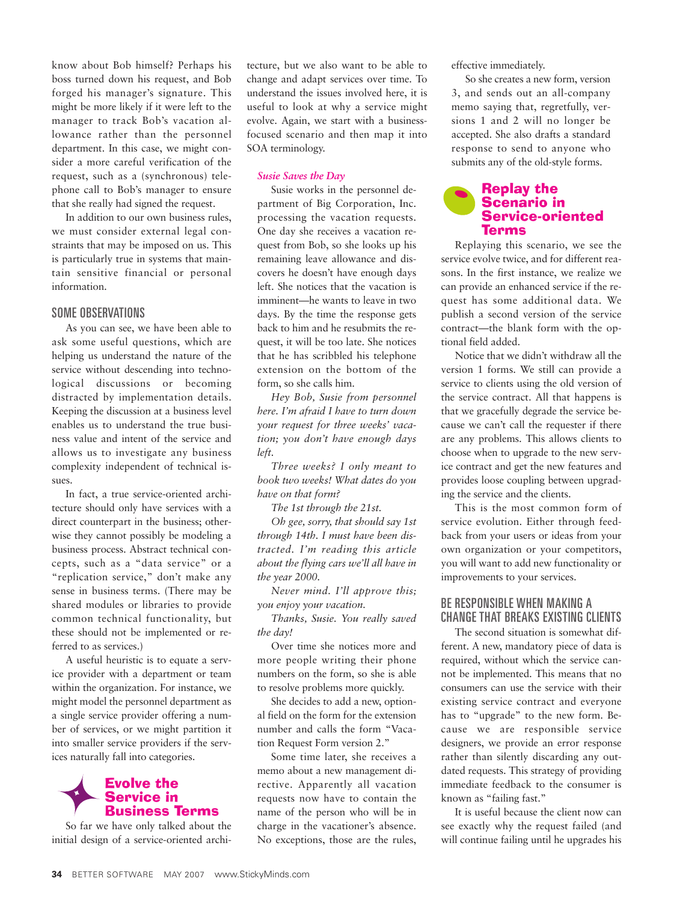know about Bob himself? Perhaps his boss turned down his request, and Bob forged his manager's signature. This might be more likely if it were left to the manager to track Bob's vacation allowance rather than the personnel department. In this case, we might consider a more careful verification of the request, such as a (synchronous) telephone call to Bob's manager to ensure that she really had signed the request.

In addition to our own business rules, we must consider external legal constraints that may be imposed on us. This is particularly true in systems that maintain sensitive financial or personal information.

### SOME OBSERVATIONS

As you can see, we have been able to ask some useful questions, which are helping us understand the nature of the service without descending into technological discussions or becoming distracted by implementation details. Keeping the discussion at a business level enables us to understand the true business value and intent of the service and allows us to investigate any business complexity independent of technical issues.

In fact, a true service-oriented architecture should only have services with a direct counterpart in the business; otherwise they cannot possibly be modeling a business process. Abstract technical concepts, such as a "data service" or a "replication service," don't make any sense in business terms. (There may be shared modules or libraries to provide common technical functionality, but these should not be implemented or referred to as services.)

A useful heuristic is to equate a service provider with a department or team within the organization. For instance, we might model the personnel department as a single service provider offering a number of services, or we might partition it into smaller service providers if the services naturally fall into categories.

## Evolve the Service in Business Terms

So far we have only talked about the initial design of a service-oriented architecture, but we also want to be able to change and adapt services over time. To understand the issues involved here, it is useful to look at why a service might evolve. Again, we start with a business-focused scenario and then map it into SOA terminology.

### *Susie Saves the Day*

Susie works in the personnel department of Big Corporation, Inc. processing the vacation requests. One day she receives a vacation request from Bob, so she looks up his remaining leave allowance and discovers he doesn't have enough days left. She notices that the vacation is imminent—he wants to leave in two days. By the time the response gets back to him and he resubmits the request, it will be too late. She notices that he has scribbled his telephone extension on the bottom of the form, so she calls him.

*Hey Bob, Susie from personnel here. I'm afraid I have to turn down your request for three weeks' vacation; you don't have enough days left.*

*Three weeks? I only meant to book two weeks! What dates do you have on that form?*

*The 1st through the 21st.*

*Oh gee, sorry, that should say 1st through 14th. I must have been distracted. I'm reading this article about the flying cars we'll all have in the year 2000.*

*Never mind. I'll approve this; you enjoy your vacation.*

*Thanks, Susie. You really saved the day!*

Over time she notices more and more people writing their phone numbers on the form, so she is able to resolve problems more quickly.

She decides to add a new, optional field on the form for the extension number and calls the form "Vacation Request Form version 2."

Some time later, she receives a memo about a new management directive. Apparently all vacation requests now have to contain the name of the person who will be in charge in the vacationer's absence. No exceptions, those are the rules, effective immediately.

So she creates a new form, version 3, and sends out an all-company memo saying that, regretfully, versions 1 and 2 will no longer be accepted. She also drafts a standard response to send to anyone who submits any of the old-style forms.

## Replay the Scenario in Service-oriented Terms

Replaying this scenario, we see the service evolve twice, and for different reasons. In the first instance, we realize we can provide an enhanced service if the request has some additional data. We publish a second version of the service contract—the blank form with the optional field added.

Notice that we didn't withdraw all the version 1 forms. We still can provide a service to clients using the old version of the service contract. All that happens is that we gracefully degrade the service because we can't call the requester if there are any problems. This allows clients to choose when to upgrade to the new service contract and get the new features and provides loose coupling between upgrading the service and the clients.

This is the most common form of service evolution. Either through feedback from your users or ideas from your own organization or your competitors, you will want to add new functionality or improvements to your services.

### BE RESPONSIBLE WHEN MAKING A CHANGE THAT BREAKS EXISTING CLIENTS

The second situation is somewhat different. A new, mandatory piece of data is required, without which the service cannot be implemented. This means that no consumers can use the service with their existing service contract and everyone has to "upgrade" to the new form. Because we are responsible service designers, we provide an error response rather than silently discarding any outdated requests. This strategy of providing immediate feedback to the consumer is known as "failing fast."

It is useful because the client now can see exactly why the request failed (and will continue failing until he upgrades his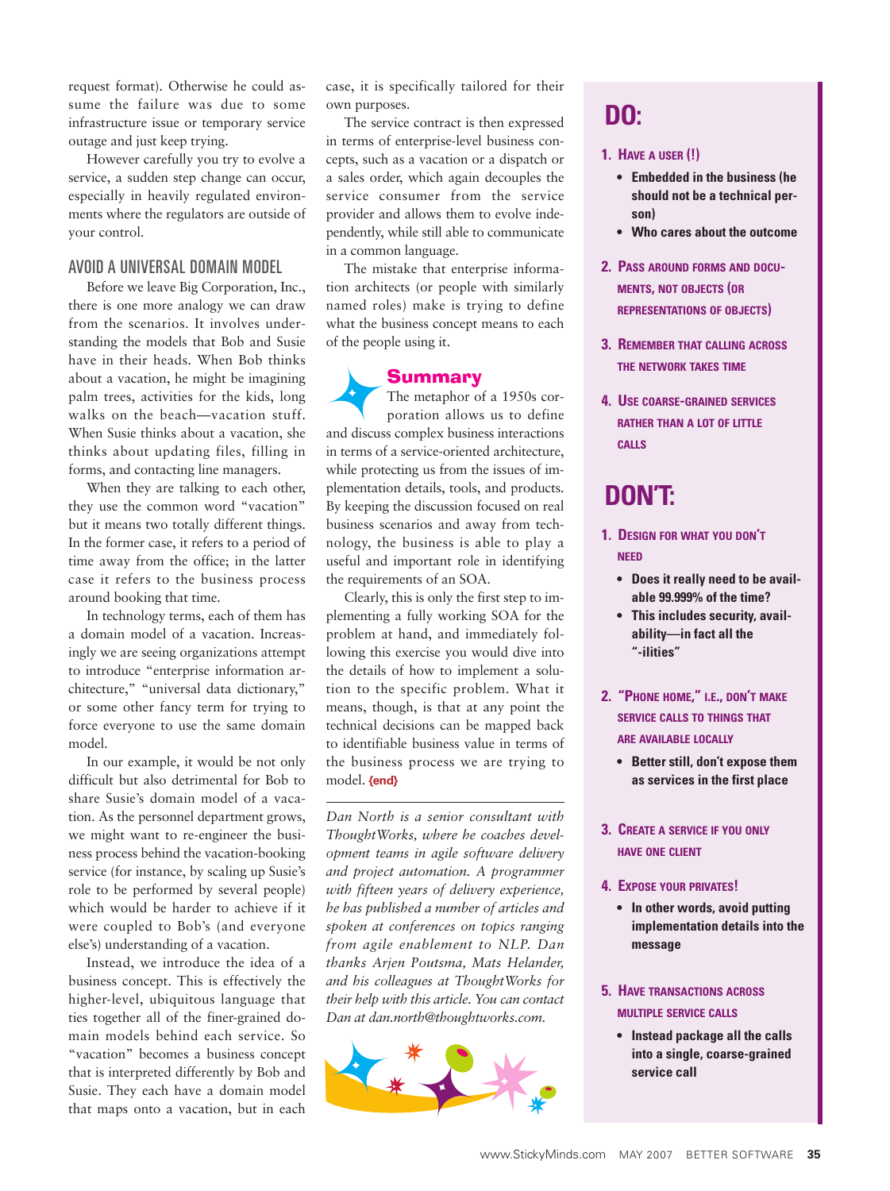request format). Otherwise he could assume the failure was due to some infrastructure issue or temporary service outage and just keep trying.

However carefully you try to evolve a service, a sudden step change can occur, especially in heavily regulated environments where the regulators are outside of your control.

### AVOID A UNIVERSAL DOMAIN MODEL

Before we leave Big Corporation, Inc., there is one more analogy we can draw from the scenarios. It involves understanding the models that Bob and Susie have in their heads. When Bob thinks about a vacation, he might be imagining palm trees, activities for the kids, long walks on the beach—vacation stuff. When Susie thinks about a vacation, she thinks about updating files, filling in forms, and contacting line managers.

When they are talking to each other, they use the common word "vacation" but it means two totally different things. In the former case, it refers to a period of time away from the office; in the latter case it refers to the business process around booking that time.

In technology terms, each of them has a domain model of a vacation. Increasingly we are seeing organizations attempt to introduce "enterprise information architecture," "universal data dictionary," or some other fancy term for trying to force everyone to use the same domain model.

In our example, it would be not only difficult but also detrimental for Bob to share Susie's domain model of a vacation. As the personnel department grows, we might want to re-engineer the business process behind the vacation-booking service (for instance, by scaling up Susie's role to be performed by several people) which would be harder to achieve if it were coupled to Bob's (and everyone else's) understanding of a vacation.

Instead, we introduce the idea of a business concept. This is effectively the higher-level, ubiquitous language that ties together all of the finer-grained domain models behind each service. So "vacation" becomes a business concept that is interpreted differently by Bob and Susie. They each have a domain model that maps onto a vacation, but in each case, it is specifically tailored for their own purposes.

The service contract is then expressed in terms of enterprise-level business concepts, such as a vacation or a dispatch or a sales order, which again decouples the service consumer from the service provider and allows them to evolve independently, while still able to communicate in a common language.

The mistake that enterprise information architects (or people with similarly named roles) make is trying to define what the business concept means to each of the people using it.

### Summary

The metaphor of a 1950s corporation allows us to define and discuss complex business interactions in terms of a service-oriented architecture, while protecting us from the issues of implementation details, tools, and products. By keeping the discussion focused on real business scenarios and away from technology, the business is able to play a useful and important role in identifying the requirements of an SOA.

Clearly, this is only the first step to implementing a fully working SOA for the problem at hand, and immediately following this exercise you would dive into the details of how to implement a solution to the specific problem. What it means, though, is that at any point the technical decisions can be mapped back to identifiable business value in terms of the business process we are trying to model. **{end}**

*Dan North is a senior consultant with ThoughtWorks, where he coaches development teams in agile software delivery and project automation. A programmer with fifteen years of delivery experience, he has published a number of articles and spoken at conferences on topics ranging from agile enablement to NLP. Dan thanks Arjen Poutsma, Mats Helander, and his colleagues at ThoughtWorks for their help with this article. You can contact Dan at dan.north@thoughtworks.com.*

## DO:

1. **HAVE A USER (!)**
   - **Embedded in the business (he should not be a technical person)**
   - **Who cares about the outcome**
2. **PASS AROUND FORMS AND DOCUMENTS, NOT OBJECTS (OR REPRESENTATIONS OF OBJECTS)**
3. **REMEMBER THAT CALLING ACROSS THE NETWORK TAKES TIME**
4. **USE COARSE-GRAINED SERVICES RATHER THAN A LOT OF LITTLE CALLS**

## DON'T:

1. **DESIGN FOR WHAT YOU DON'T NEED**
   - **Does it really need to be available 99.999% of the time?**
   - **This includes security, availability—in fact all the "-ilities"**
2. **"PHONE HOME," I.E., DON'T MAKE SERVICE CALLS TO THINGS THAT ARE AVAILABLE LOCALLY**
   - **Better still, don't expose them as services in the first place**
3. **CREATE A SERVICE IF YOU ONLY HAVE ONE CLIENT**
4. **EXPOSE YOUR PRIVATES!**
   - **In other words, avoid putting implementation details into the message**
5. **HAVE TRANSACTIONS ACROSS MULTIPLE SERVICE CALLS**
   - **Instead package all the calls into a single, coarse-grained service call**